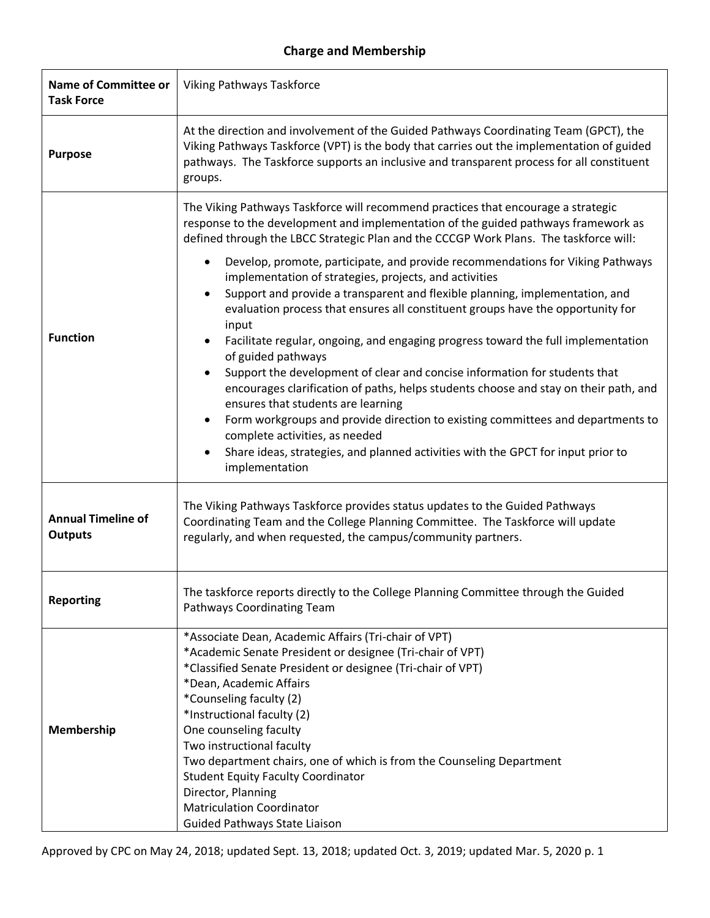## Charge and Membership

| Name of Committee or Task Force | Viking Pathways Taskforce |
|---|---|
| **Purpose** | At the direction and involvement of the Guided Pathways Coordinating Team (GPCT), the Viking Pathways Taskforce (VPT) is the body that carries out the implementation of guided pathways. The Taskforce supports an inclusive and transparent process for all constituent groups. |
| **Function** | The Viking Pathways Taskforce will recommend practices that encourage a strategic response to the development and implementation of the guided pathways framework as defined through the LBCC Strategic Plan and the CCCGP Work Plans. The taskforce will:<br>• Develop, promote, participate, and provide recommendations for Viking Pathways implementation of strategies, projects, and activities<br>• Support and provide a transparent and flexible planning, implementation, and evaluation process that ensures all constituent groups have the opportunity for input<br>• Facilitate regular, ongoing, and engaging progress toward the full implementation of guided pathways<br>• Support the development of clear and concise information for students that encourages clarification of paths, helps students choose and stay on their path, and ensures that students are learning<br>• Form workgroups and provide direction to existing committees and departments to complete activities, as needed<br>• Share ideas, strategies, and planned activities with the GPCT for input prior to implementation |
| **Annual Timeline of Outputs** | The Viking Pathways Taskforce provides status updates to the Guided Pathways Coordinating Team and the College Planning Committee. The Taskforce will update regularly, and when requested, the campus/community partners. |
| **Reporting** | The taskforce reports directly to the College Planning Committee through the Guided Pathways Coordinating Team |
| **Membership** | *Associate Dean, Academic Affairs (Tri-chair of VPT)<br>*Academic Senate President or designee (Tri-chair of VPT)<br>*Classified Senate President or designee (Tri-chair of VPT)<br>*Dean, Academic Affairs<br>*Counseling faculty (2)<br>*Instructional faculty (2)<br>One counseling faculty<br>Two instructional faculty<br>Two department chairs, one of which is from the Counseling Department<br>Student Equity Faculty Coordinator<br>Director, Planning<br>Matriculation Coordinator<br>Guided Pathways State Liaison |

Approved by CPC on May 24, 2018; updated Sept. 13, 2018; updated Oct. 3, 2019; updated Mar. 5, 2020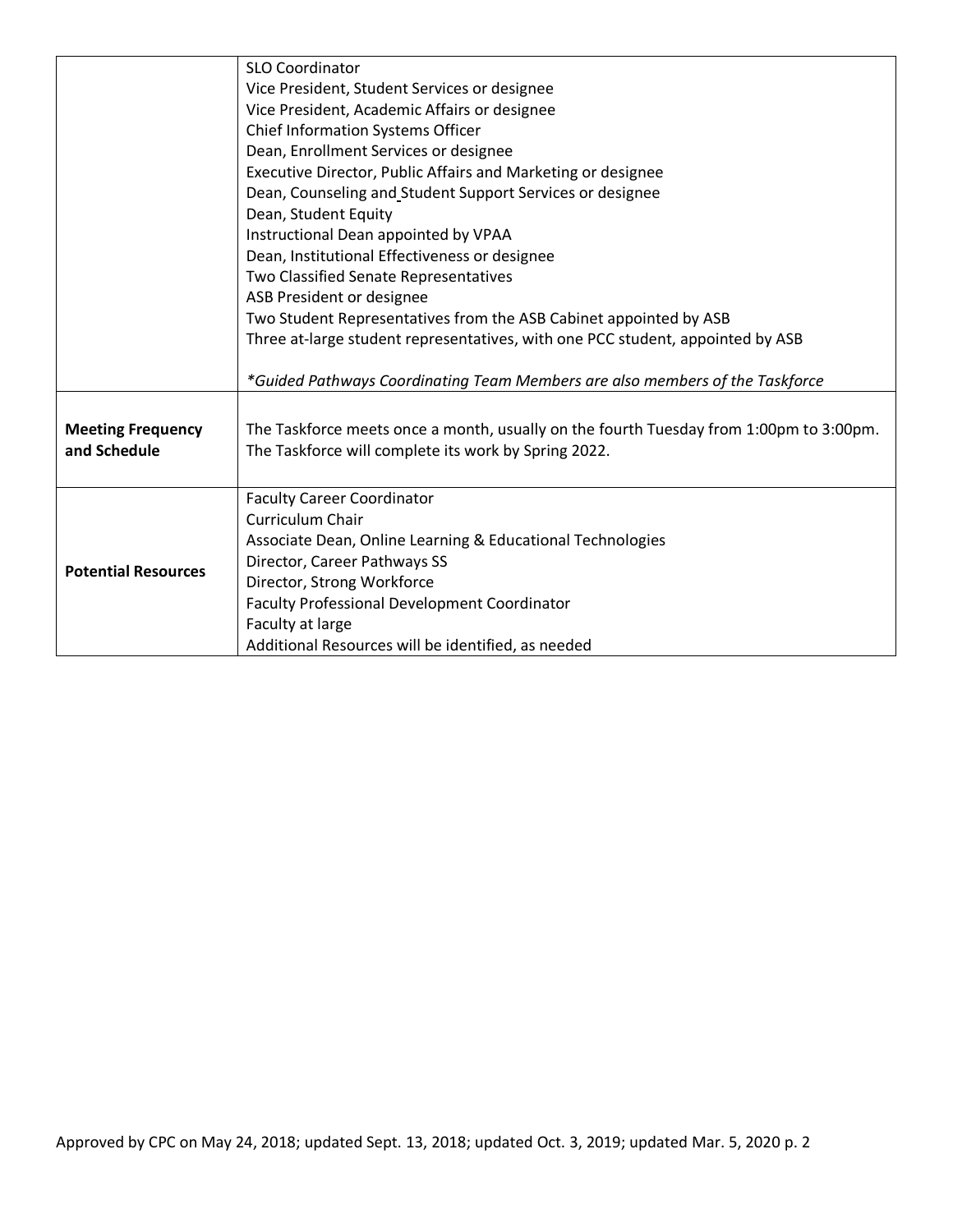| | |
|---|---|
| | SLO Coordinator<br>Vice President, Student Services or designee<br>Vice President, Academic Affairs or designee<br>Chief Information Systems Officer<br>Dean, Enrollment Services or designee<br>Executive Director, Public Affairs and Marketing or designee<br>Dean, Counseling and Student Support Services or designee<br>Dean, Student Equity<br>Instructional Dean appointed by VPAA<br>Dean, Institutional Effectiveness or designee<br>Two Classified Senate Representatives<br>ASB President or designee<br>Two Student Representatives from the ASB Cabinet appointed by ASB<br>Three at-large student representatives, with one PCC student, appointed by ASB<br><br>*\*Guided Pathways Coordinating Team Members are also members of the Taskforce* |
| **Meeting Frequency and Schedule** | The Taskforce meets once a month, usually on the fourth Tuesday from 1:00pm to 3:00pm. The Taskforce will complete its work by Spring 2022. |
| **Potential Resources** | Faculty Career Coordinator<br>Curriculum Chair<br>Associate Dean, Online Learning & Educational Technologies<br>Director, Career Pathways SS<br>Director, Strong Workforce<br>Faculty Professional Development Coordinator<br>Faculty at large<br>Additional Resources will be identified, as needed |

Approved by CPC on May 24, 2018; updated Sept. 13, 2018; updated Oct. 3, 2019; updated Mar. 5, 2020